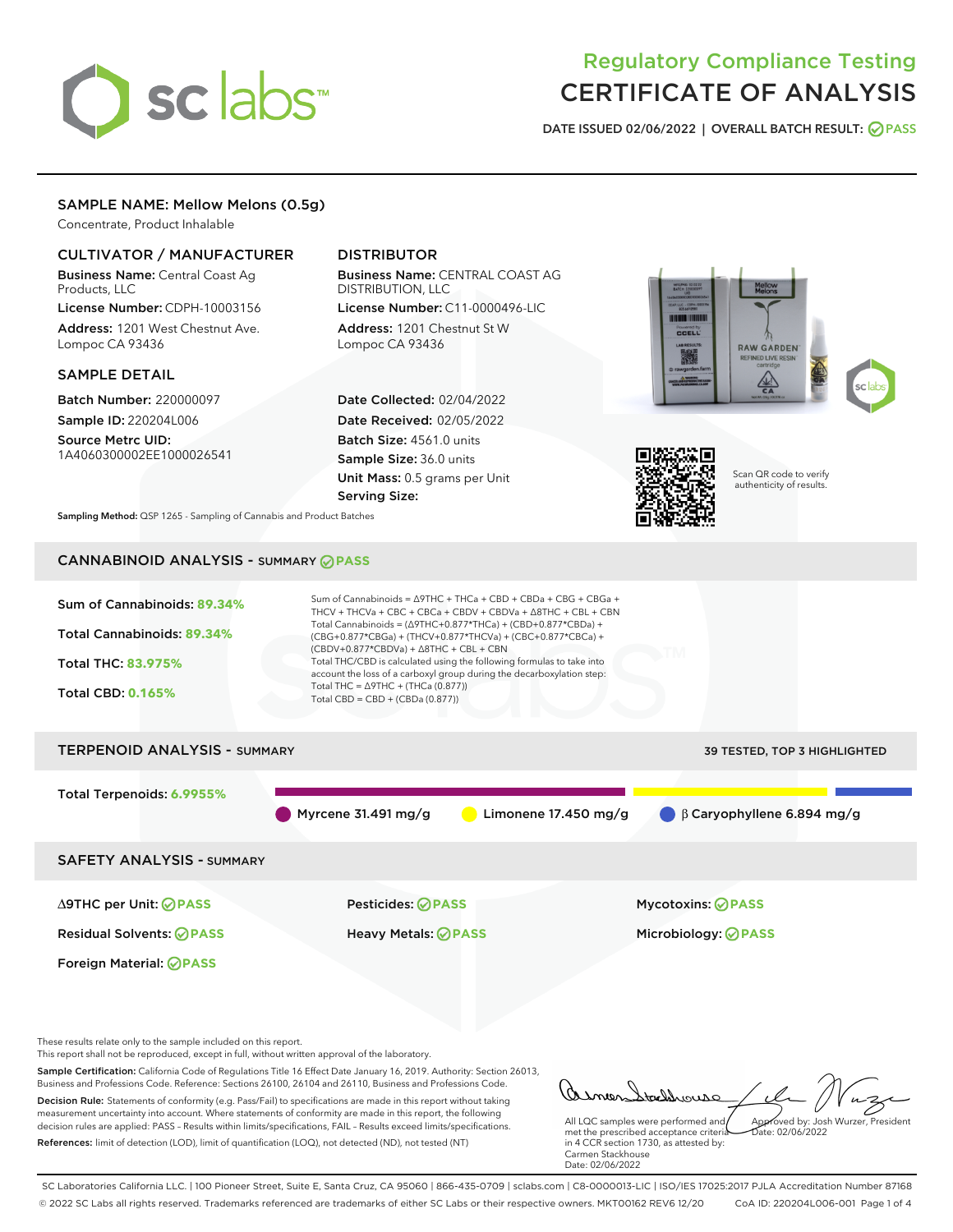# Regulatory Compliance Testing
# CERTIFICATE OF ANALYSIS

DATE ISSUED 02/06/2022 | OVERALL BATCH RESULT: PASS

## SAMPLE NAME: Mellow Melons (0.5g)

Concentrate, Product Inhalable

### CULTIVATOR / MANUFACTURER

**Business Name:** Central Coast Ag Products, LLC

**License Number:** CDPH-10003156

**Address:** 1201 West Chestnut Ave. Lompoc CA 93436

### DISTRIBUTOR

**Business Name:** CENTRAL COAST AG DISTRIBUTION, LLC

**License Number:** C11-0000496-LIC

**Address:** 1201 Chestnut St W Lompoc CA 93436

### SAMPLE DETAIL

**Batch Number:** 220000097

**Sample ID:** 220204L006

**Source Metrc UID:** 1A4060300002EE1000026541

**Date Collected:** 02/04/2022

**Date Received:** 02/05/2022

**Batch Size:** 4561.0 units

**Sample Size:** 36.0 units

**Unit Mass:** 0.5 grams per Unit

**Serving Size:**

Scan QR code to verify authenticity of results.

**Sampling Method:** QSP 1265 - Sampling of Cannabis and Product Batches

## CANNABINOID ANALYSIS - SUMMARY PASS

**Sum of Cannabinoids:** 89.34%

**Total Cannabinoids:** 89.34%

**Total THC:** 83.975%

**Total CBD:** 0.165%

Sum of Cannabinoids = Δ9THC + THCa + CBD + CBDa + CBG + CBGa + THCV + THCVa + CBC + CBCa + CBDV + CBDVa + Δ8THC + CBL + CBN

Total Cannabinoids = (Δ9THC+0.877*THCa) + (CBD+0.877*CBDa) + (CBG+0.877*CBGa) + (THCV+0.877*THCVa) + (CBC+0.877*CBCa) + (CBDV+0.877*CBDVa) + Δ8THC + CBL + CBN

Total THC/CBD is calculated using the following formulas to take into account the loss of a carboxyl group during the decarboxylation step:

Total THC = Δ9THC + (THCa (0.877))

Total CBD = CBD + (CBDa (0.877))

## TERPENOID ANALYSIS - SUMMARY

39 TESTED, TOP 3 HIGHLIGHTED

**Total Terpenoids:** 6.9955%

Myrcene 31.491 mg/g | Limonene 17.450 mg/g | β Caryophyllene 6.894 mg/g

## SAFETY ANALYSIS - SUMMARY

Δ9THC per Unit: PASS

Pesticides: PASS

Mycotoxins: PASS

Residual Solvents: PASS

Heavy Metals: PASS

Microbiology: PASS

Foreign Material: PASS

These results relate only to the sample included on this report.

This report shall not be reproduced, except in full, without written approval of the laboratory.

**Sample Certification:** California Code of Regulations Title 16 Effect Date January 16, 2019. Authority: Section 26013, Business and Professions Code. Reference: Sections 26100, 26104 and 26110, Business and Professions Code.

**Decision Rule:** Statements of conformity (e.g. Pass/Fail) to specifications are made in this report without taking measurement uncertainty into account. Where statements of conformity are made in this report, the following decision rules are applied: PASS – Results within limits/specifications, FAIL – Results exceed limits/specifications.

**References:** limit of detection (LOD), limit of quantification (LOQ), not detected (ND), not tested (NT)

All LQC samples were performed and met the prescribed acceptance criteria in 4 CCR section 1730, as attested by: Carmen Stackhouse
Date: 02/06/2022

Approved by: Josh Wurzer, President
Date: 02/06/2022

SC Laboratories California LLC. | 100 Pioneer Street, Suite E, Santa Cruz, CA 95060 | 866-435-0709 | sclabs.com | C8-0000013-LIC | ISO/IES 17025:2017 PJLA Accreditation Number 87168

© 2022 SC Labs all rights reserved. Trademarks referenced are trademarks of either SC Labs or their respective owners. MKT00162 REV6 12/20 CoA ID: 220204L006-001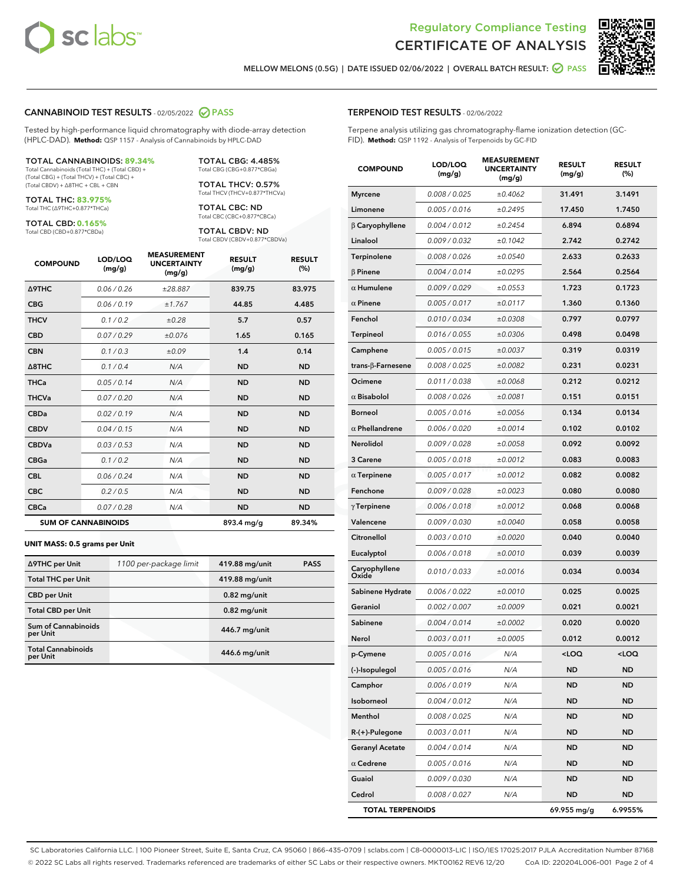Regulatory Compliance Testing
# CERTIFICATE OF ANALYSIS

MELLOW MELONS (0.5G) | DATE ISSUED 02/06/2022 | OVERALL BATCH RESULT: PASS

## CANNABINOID TEST RESULTS - 02/05/2022 PASS

Tested by high-performance liquid chromatography with diode-array detection (HPLC-DAD). **Method:** QSP 1157 - Analysis of Cannabinoids by HPLC-DAD

**TOTAL CANNABINOIDS: 89.34%**
Total Cannabinoids (Total THC) + (Total CBD) + (Total CBG) + (Total THCV) + (Total CBC) + (Total CBDV) + Δ8THC + CBL + CBN

**TOTAL THC: 83.975%**
Total THC (Δ9THC+0.877*THCa)

**TOTAL CBD: 0.165%**
Total CBD (CBD+0.877*CBDa)

**TOTAL CBG: 4.485%**
Total CBG (CBG+0.877*CBGa)

**TOTAL THCV: 0.57%**
Total THCV (THCV+0.877*THCVa)

**TOTAL CBC: ND**
Total CBC (CBC+0.877*CBCa)

**TOTAL CBDV: ND**
Total CBDV (CBDV+0.877*CBDVa)

| COMPOUND | LOD/LOQ (mg/g) | MEASUREMENT UNCERTAINTY (mg/g) | RESULT (mg/g) | RESULT (%) |
|---|---|---|---|---|
| Δ9THC | 0.06 / 0.26 | ±28.887 | 839.75 | 83.975 |
| CBG | 0.06 / 0.19 | ±1.767 | 44.85 | 4.485 |
| THCV | 0.1 / 0.2 | ±0.28 | 5.7 | 0.57 |
| CBD | 0.07 / 0.29 | ±0.076 | 1.65 | 0.165 |
| CBN | 0.1 / 0.3 | ±0.09 | 1.4 | 0.14 |
| Δ8THC | 0.1 / 0.4 | N/A | ND | ND |
| THCa | 0.05 / 0.14 | N/A | ND | ND |
| THCVa | 0.07 / 0.20 | N/A | ND | ND |
| CBDa | 0.02 / 0.19 | N/A | ND | ND |
| CBDV | 0.04 / 0.15 | N/A | ND | ND |
| CBDVa | 0.03 / 0.53 | N/A | ND | ND |
| CBGa | 0.1 / 0.2 | N/A | ND | ND |
| CBL | 0.06 / 0.24 | N/A | ND | ND |
| CBC | 0.2 / 0.5 | N/A | ND | ND |
| CBCa | 0.07 / 0.28 | N/A | ND | ND |
| **SUM OF CANNABINOIDS** | | | 893.4 mg/g | 89.34% |

**UNIT MASS: 0.5 grams per Unit**

| | | | |
|---|---|---|---|
| Δ9THC per Unit | 1100 per-package limit | 419.88 mg/unit | PASS |
| Total THC per Unit | | 419.88 mg/unit | |
| CBD per Unit | | 0.82 mg/unit | |
| Total CBD per Unit | | 0.82 mg/unit | |
| Sum of Cannabinoids per Unit | | 446.7 mg/unit | |
| Total Cannabinoids per Unit | | 446.6 mg/unit | |

## TERPENOID TEST RESULTS - 02/06/2022

Terpene analysis utilizing gas chromatography-flame ionization detection (GC-FID). **Method:** QSP 1192 - Analysis of Terpenoids by GC-FID

| COMPOUND | LOD/LOQ (mg/g) | MEASUREMENT UNCERTAINTY (mg/g) | RESULT (mg/g) | RESULT (%) |
|---|---|---|---|---|
| Myrcene | 0.008 / 0.025 | ±0.4062 | 31.491 | 3.1491 |
| Limonene | 0.005 / 0.016 | ±0.2495 | 17.450 | 1.7450 |
| β Caryophyllene | 0.004 / 0.012 | ±0.2454 | 6.894 | 0.6894 |
| Linalool | 0.009 / 0.032 | ±0.1042 | 2.742 | 0.2742 |
| Terpinolene | 0.008 / 0.026 | ±0.0540 | 2.633 | 0.2633 |
| β Pinene | 0.004 / 0.014 | ±0.0295 | 2.564 | 0.2564 |
| α Humulene | 0.009 / 0.029 | ±0.0553 | 1.723 | 0.1723 |
| α Pinene | 0.005 / 0.017 | ±0.0117 | 1.360 | 0.1360 |
| Fenchol | 0.010 / 0.034 | ±0.0308 | 0.797 | 0.0797 |
| Terpineol | 0.016 / 0.055 | ±0.0306 | 0.498 | 0.0498 |
| Camphene | 0.005 / 0.015 | ±0.0037 | 0.319 | 0.0319 |
| trans-β-Farnesene | 0.008 / 0.025 | ±0.0082 | 0.231 | 0.0231 |
| Ocimene | 0.011 / 0.038 | ±0.0068 | 0.212 | 0.0212 |
| α Bisabolol | 0.008 / 0.026 | ±0.0081 | 0.151 | 0.0151 |
| Borneol | 0.005 / 0.016 | ±0.0056 | 0.134 | 0.0134 |
| α Phellandrene | 0.006 / 0.020 | ±0.0014 | 0.102 | 0.0102 |
| Nerolidol | 0.009 / 0.028 | ±0.0058 | 0.092 | 0.0092 |
| 3 Carene | 0.005 / 0.018 | ±0.0012 | 0.083 | 0.0083 |
| α Terpinene | 0.005 / 0.017 | ±0.0012 | 0.082 | 0.0082 |
| Fenchone | 0.009 / 0.028 | ±0.0023 | 0.080 | 0.0080 |
| γ Terpinene | 0.006 / 0.018 | ±0.0012 | 0.068 | 0.0068 |
| Valencene | 0.009 / 0.030 | ±0.0040 | 0.058 | 0.0058 |
| Citronellol | 0.003 / 0.010 | ±0.0020 | 0.040 | 0.0040 |
| Eucalyptol | 0.006 / 0.018 | ±0.0010 | 0.039 | 0.0039 |
| Caryophyllene Oxide | 0.010 / 0.033 | ±0.0016 | 0.034 | 0.0034 |
| Sabinene Hydrate | 0.006 / 0.022 | ±0.0010 | 0.025 | 0.0025 |
| Geraniol | 0.002 / 0.007 | ±0.0009 | 0.021 | 0.0021 |
| Sabinene | 0.004 / 0.014 | ±0.0002 | 0.020 | 0.0020 |
| Nerol | 0.003 / 0.011 | ±0.0005 | 0.012 | 0.0012 |
| p-Cymene | 0.005 / 0.016 | N/A | <LOQ | <LOQ |
| (-)-Isopulegol | 0.005 / 0.016 | N/A | ND | ND |
| Camphor | 0.006 / 0.019 | N/A | ND | ND |
| Isoborneol | 0.004 / 0.012 | N/A | ND | ND |
| Menthol | 0.008 / 0.025 | N/A | ND | ND |
| R-(+)-Pulegone | 0.003 / 0.011 | N/A | ND | ND |
| Geranyl Acetate | 0.004 / 0.014 | N/A | ND | ND |
| α Cedrene | 0.005 / 0.016 | N/A | ND | ND |
| Guaiol | 0.009 / 0.030 | N/A | ND | ND |
| Cedrol | 0.008 / 0.027 | N/A | ND | ND |
| **TOTAL TERPENOIDS** | | | 69.955 mg/g | 6.9955% |

SC Laboratories California LLC. | 100 Pioneer Street, Suite E, Santa Cruz, CA 95060 | 866-435-0709 | sclabs.com | C8-0000013-LIC | ISO/IES 17025:2017 PJLA Accreditation Number 87168
© 2022 SC Labs all rights reserved. Trademarks referenced are trademarks of either SC Labs or their respective owners. MKT00162 REV6 12/20 CoA ID: 220204L006-001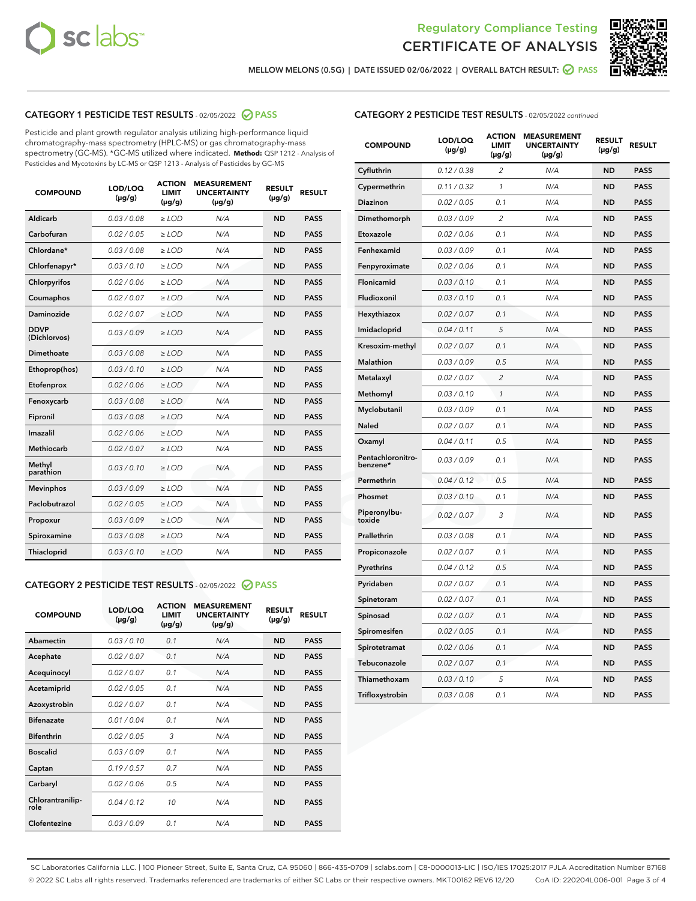# Regulatory Compliance Testing
# CERTIFICATE OF ANALYSIS

MELLOW MELONS (0.5G) | DATE ISSUED 02/06/2022 | OVERALL BATCH RESULT: PASS

## CATEGORY 1 PESTICIDE TEST RESULTS - 02/05/2022 PASS

Pesticide and plant growth regulator analysis utilizing high-performance liquid chromatography-mass spectrometry (HPLC-MS) or gas chromatography-mass spectrometry (GC-MS). *GC-MS utilized where indicated. **Method:** QSP 1212 - Analysis of Pesticides and Mycotoxins by LC-MS or QSP 1213 - Analysis of Pesticides by GC-MS

| COMPOUND | LOD/LOQ (µg/g) | ACTION LIMIT (µg/g) | MEASUREMENT UNCERTAINTY (µg/g) | RESULT (µg/g) | RESULT |
|---|---|---|---|---|---|
| Aldicarb | 0.03 / 0.08 | ≥ LOD | N/A | ND | PASS |
| Carbofuran | 0.02 / 0.05 | ≥ LOD | N/A | ND | PASS |
| Chlordane* | 0.03 / 0.08 | ≥ LOD | N/A | ND | PASS |
| Chlorfenapyr* | 0.03 / 0.10 | ≥ LOD | N/A | ND | PASS |
| Chlorpyrifos | 0.02 / 0.06 | ≥ LOD | N/A | ND | PASS |
| Coumaphos | 0.02 / 0.07 | ≥ LOD | N/A | ND | PASS |
| Daminozide | 0.02 / 0.07 | ≥ LOD | N/A | ND | PASS |
| DDVP (Dichlorvos) | 0.03 / 0.09 | ≥ LOD | N/A | ND | PASS |
| Dimethoate | 0.03 / 0.08 | ≥ LOD | N/A | ND | PASS |
| Ethoprop(hos) | 0.03 / 0.10 | ≥ LOD | N/A | ND | PASS |
| Etofenprox | 0.02 / 0.06 | ≥ LOD | N/A | ND | PASS |
| Fenoxycarb | 0.03 / 0.08 | ≥ LOD | N/A | ND | PASS |
| Fipronil | 0.03 / 0.08 | ≥ LOD | N/A | ND | PASS |
| Imazalil | 0.02 / 0.06 | ≥ LOD | N/A | ND | PASS |
| Methiocarb | 0.02 / 0.07 | ≥ LOD | N/A | ND | PASS |
| Methyl parathion | 0.03 / 0.10 | ≥ LOD | N/A | ND | PASS |
| Mevinphos | 0.03 / 0.09 | ≥ LOD | N/A | ND | PASS |
| Paclobutrazol | 0.02 / 0.05 | ≥ LOD | N/A | ND | PASS |
| Propoxur | 0.03 / 0.09 | ≥ LOD | N/A | ND | PASS |
| Spiroxamine | 0.03 / 0.08 | ≥ LOD | N/A | ND | PASS |
| Thiacloprid | 0.03 / 0.10 | ≥ LOD | N/A | ND | PASS |

## CATEGORY 2 PESTICIDE TEST RESULTS - 02/05/2022 PASS

| COMPOUND | LOD/LOQ (µg/g) | ACTION LIMIT (µg/g) | MEASUREMENT UNCERTAINTY (µg/g) | RESULT (µg/g) | RESULT |
|---|---|---|---|---|---|
| Abamectin | 0.03 / 0.10 | 0.1 | N/A | ND | PASS |
| Acephate | 0.02 / 0.07 | 0.1 | N/A | ND | PASS |
| Acequinocyl | 0.02 / 0.07 | 0.1 | N/A | ND | PASS |
| Acetamiprid | 0.02 / 0.05 | 0.1 | N/A | ND | PASS |
| Azoxystrobin | 0.02 / 0.07 | 0.1 | N/A | ND | PASS |
| Bifenazate | 0.01 / 0.04 | 0.1 | N/A | ND | PASS |
| Bifenthrin | 0.02 / 0.05 | 3 | N/A | ND | PASS |
| Boscalid | 0.03 / 0.09 | 0.1 | N/A | ND | PASS |
| Captan | 0.19 / 0.57 | 0.7 | N/A | ND | PASS |
| Carbaryl | 0.02 / 0.06 | 0.5 | N/A | ND | PASS |
| Chlorantraniliprole | 0.04 / 0.12 | 10 | N/A | ND | PASS |
| Clofentezine | 0.03 / 0.09 | 0.1 | N/A | ND | PASS |
| Cyfluthrin | 0.12 / 0.38 | 2 | N/A | ND | PASS |
| Cypermethrin | 0.11 / 0.32 | 1 | N/A | ND | PASS |
| Diazinon | 0.02 / 0.05 | 0.1 | N/A | ND | PASS |
| Dimethomorph | 0.03 / 0.09 | 2 | N/A | ND | PASS |
| Etoxazole | 0.02 / 0.06 | 0.1 | N/A | ND | PASS |
| Fenhexamid | 0.03 / 0.09 | 0.1 | N/A | ND | PASS |
| Fenpyroximate | 0.02 / 0.06 | 0.1 | N/A | ND | PASS |
| Flonicamid | 0.03 / 0.10 | 0.1 | N/A | ND | PASS |
| Fludioxonil | 0.03 / 0.10 | 0.1 | N/A | ND | PASS |
| Hexythiazox | 0.02 / 0.07 | 0.1 | N/A | ND | PASS |
| Imidacloprid | 0.04 / 0.11 | 5 | N/A | ND | PASS |
| Kresoxim-methyl | 0.02 / 0.07 | 0.1 | N/A | ND | PASS |
| Malathion | 0.03 / 0.09 | 0.5 | N/A | ND | PASS |
| Metalaxyl | 0.02 / 0.07 | 2 | N/A | ND | PASS |
| Methomyl | 0.03 / 0.10 | 1 | N/A | ND | PASS |
| Myclobutanil | 0.03 / 0.09 | 0.1 | N/A | ND | PASS |
| Naled | 0.02 / 0.07 | 0.1 | N/A | ND | PASS |
| Oxamyl | 0.04 / 0.11 | 0.5 | N/A | ND | PASS |
| Pentachloronitrobenzene* | 0.03 / 0.09 | 0.1 | N/A | ND | PASS |
| Permethrin | 0.04 / 0.12 | 0.5 | N/A | ND | PASS |
| Phosmet | 0.03 / 0.10 | 0.1 | N/A | ND | PASS |
| Piperonylbutoxide | 0.02 / 0.07 | 3 | N/A | ND | PASS |
| Prallethrin | 0.03 / 0.08 | 0.1 | N/A | ND | PASS |
| Propiconazole | 0.02 / 0.07 | 0.1 | N/A | ND | PASS |
| Pyrethrins | 0.04 / 0.12 | 0.5 | N/A | ND | PASS |
| Pyridaben | 0.02 / 0.07 | 0.1 | N/A | ND | PASS |
| Spinetoram | 0.02 / 0.07 | 0.1 | N/A | ND | PASS |
| Spinosad | 0.02 / 0.07 | 0.1 | N/A | ND | PASS |
| Spiromesifen | 0.02 / 0.05 | 0.1 | N/A | ND | PASS |
| Spirotetramat | 0.02 / 0.06 | 0.1 | N/A | ND | PASS |
| Tebuconazole | 0.02 / 0.07 | 0.1 | N/A | ND | PASS |
| Thiamethoxam | 0.03 / 0.10 | 5 | N/A | ND | PASS |
| Trifloxystrobin | 0.03 / 0.08 | 0.1 | N/A | ND | PASS |

SC Laboratories California LLC. | 100 Pioneer Street, Suite E, Santa Cruz, CA 95060 | 866-435-0709 | sclabs.com | C8-0000013-LIC | ISO/IES 17025:2017 PJLA Accreditation Number 87168
© 2022 SC Labs all rights reserved. Trademarks referenced are trademarks of either SC Labs or their respective owners. MKT00162 REV6 12/20 CoA ID: 220204L006-001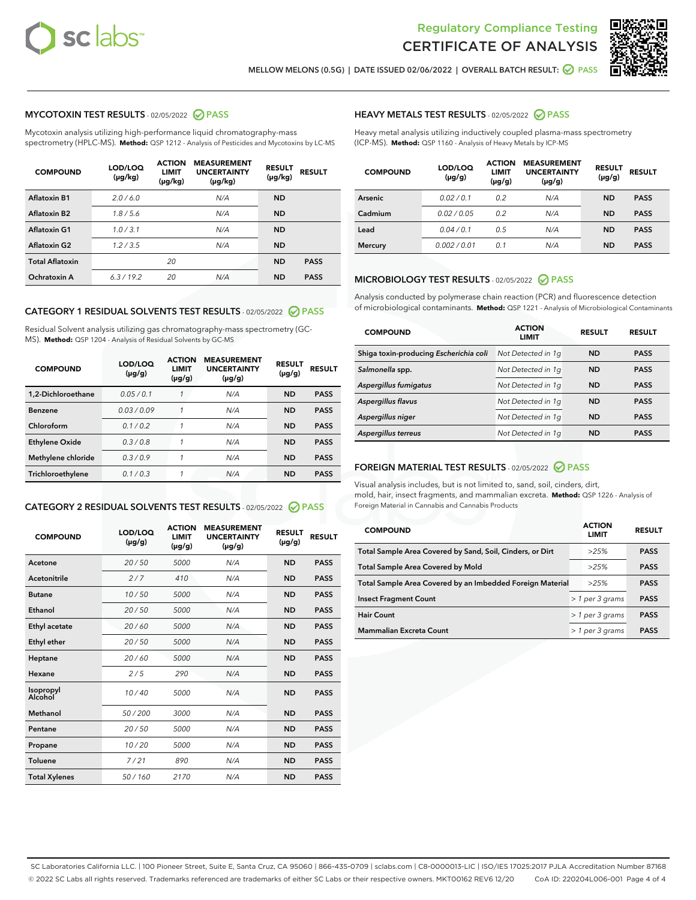# Regulatory Compliance Testing
# CERTIFICATE OF ANALYSIS

MELLOW MELONS (0.5G) | DATE ISSUED 02/06/2022 | OVERALL BATCH RESULT: PASS

## MYCOTOXIN TEST RESULTS - 02/05/2022 PASS

Mycotoxin analysis utilizing high-performance liquid chromatography-mass spectrometry (HPLC-MS). **Method:** QSP 1212 - Analysis of Pesticides and Mycotoxins by LC-MS

| COMPOUND | LOD/LOQ (µg/kg) | ACTION LIMIT (µg/kg) | MEASUREMENT UNCERTAINTY (µg/kg) | RESULT (µg/kg) | RESULT |
|---|---|---|---|---|---|
| Aflatoxin B1 | 2.0 / 6.0 | | N/A | ND | |
| Aflatoxin B2 | 1.8 / 5.6 | | N/A | ND | |
| Aflatoxin G1 | 1.0 / 3.1 | | N/A | ND | |
| Aflatoxin G2 | 1.2 / 3.5 | | N/A | ND | |
| Total Aflatoxin | | 20 | | ND | PASS |
| Ochratoxin A | 6.3 / 19.2 | 20 | N/A | ND | PASS |

## CATEGORY 1 RESIDUAL SOLVENTS TEST RESULTS - 02/05/2022 PASS

Residual Solvent analysis utilizing gas chromatography-mass spectrometry (GC-MS). **Method:** QSP 1204 - Analysis of Residual Solvents by GC-MS

| COMPOUND | LOD/LOQ (µg/g) | ACTION LIMIT (µg/g) | MEASUREMENT UNCERTAINTY (µg/g) | RESULT (µg/g) | RESULT |
|---|---|---|---|---|---|
| 1,2-Dichloroethane | 0.05 / 0.1 | 1 | N/A | ND | PASS |
| Benzene | 0.03 / 0.09 | 1 | N/A | ND | PASS |
| Chloroform | 0.1 / 0.2 | 1 | N/A | ND | PASS |
| Ethylene Oxide | 0.3 / 0.8 | 1 | N/A | ND | PASS |
| Methylene chloride | 0.3 / 0.9 | 1 | N/A | ND | PASS |
| Trichloroethylene | 0.1 / 0.3 | 1 | N/A | ND | PASS |

## CATEGORY 2 RESIDUAL SOLVENTS TEST RESULTS - 02/05/2022 PASS

| COMPOUND | LOD/LOQ (µg/g) | ACTION LIMIT (µg/g) | MEASUREMENT UNCERTAINTY (µg/g) | RESULT (µg/g) | RESULT |
|---|---|---|---|---|---|
| Acetone | 20 / 50 | 5000 | N/A | ND | PASS |
| Acetonitrile | 2 / 7 | 410 | N/A | ND | PASS |
| Butane | 10 / 50 | 5000 | N/A | ND | PASS |
| Ethanol | 20 / 50 | 5000 | N/A | ND | PASS |
| Ethyl acetate | 20 / 60 | 5000 | N/A | ND | PASS |
| Ethyl ether | 20 / 50 | 5000 | N/A | ND | PASS |
| Heptane | 20 / 60 | 5000 | N/A | ND | PASS |
| Hexane | 2 / 5 | 290 | N/A | ND | PASS |
| Isopropyl Alcohol | 10 / 40 | 5000 | N/A | ND | PASS |
| Methanol | 50 / 200 | 3000 | N/A | ND | PASS |
| Pentane | 20 / 50 | 5000 | N/A | ND | PASS |
| Propane | 10 / 20 | 5000 | N/A | ND | PASS |
| Toluene | 7 / 21 | 890 | N/A | ND | PASS |
| Total Xylenes | 50 / 160 | 2170 | N/A | ND | PASS |

## HEAVY METALS TEST RESULTS - 02/05/2022 PASS

Heavy metal analysis utilizing inductively coupled plasma-mass spectrometry (ICP-MS). **Method:** QSP 1160 - Analysis of Heavy Metals by ICP-MS

| COMPOUND | LOD/LOQ (µg/g) | ACTION LIMIT (µg/g) | MEASUREMENT UNCERTAINTY (µg/g) | RESULT (µg/g) | RESULT |
|---|---|---|---|---|---|
| Arsenic | 0.02 / 0.1 | 0.2 | N/A | ND | PASS |
| Cadmium | 0.02 / 0.05 | 0.2 | N/A | ND | PASS |
| Lead | 0.04 / 0.1 | 0.5 | N/A | ND | PASS |
| Mercury | 0.002 / 0.01 | 0.1 | N/A | ND | PASS |

## MICROBIOLOGY TEST RESULTS - 02/05/2022 PASS

Analysis conducted by polymerase chain reaction (PCR) and fluorescence detection of microbiological contaminants. **Method:** QSP 1221 - Analysis of Microbiological Contaminants

| COMPOUND | ACTION LIMIT | RESULT | RESULT |
|---|---|---|---|
| Shiga toxin-producing *Escherichia coli* | Not Detected in 1g | ND | PASS |
| *Salmonella* spp. | Not Detected in 1g | ND | PASS |
| *Aspergillus fumigatus* | Not Detected in 1g | ND | PASS |
| *Aspergillus flavus* | Not Detected in 1g | ND | PASS |
| *Aspergillus niger* | Not Detected in 1g | ND | PASS |
| *Aspergillus terreus* | Not Detected in 1g | ND | PASS |

## FOREIGN MATERIAL TEST RESULTS - 02/05/2022 PASS

Visual analysis includes, but is not limited to, sand, soil, cinders, dirt, mold, hair, insect fragments, and mammalian excreta. **Method:** QSP 1226 - Analysis of Foreign Material in Cannabis and Cannabis Products

| COMPOUND | ACTION LIMIT | RESULT |
|---|---|---|
| Total Sample Area Covered by Sand, Soil, Cinders, or Dirt | >25% | PASS |
| Total Sample Area Covered by Mold | >25% | PASS |
| Total Sample Area Covered by an Imbedded Foreign Material | >25% | PASS |
| Insect Fragment Count | > 1 per 3 grams | PASS |
| Hair Count | > 1 per 3 grams | PASS |
| Mammalian Excreta Count | > 1 per 3 grams | PASS |

SC Laboratories California LLC. | 100 Pioneer Street, Suite E, Santa Cruz, CA 95060 | 866-435-0709 | sclabs.com | C8-0000013-LIC | ISO/IES 17025:2017 PJLA Accreditation Number 87168
© 2022 SC Labs all rights reserved. Trademarks referenced are trademarks of either SC Labs or their respective owners. MKT00162 REV6 12/20 CoA ID: 220204L006-001